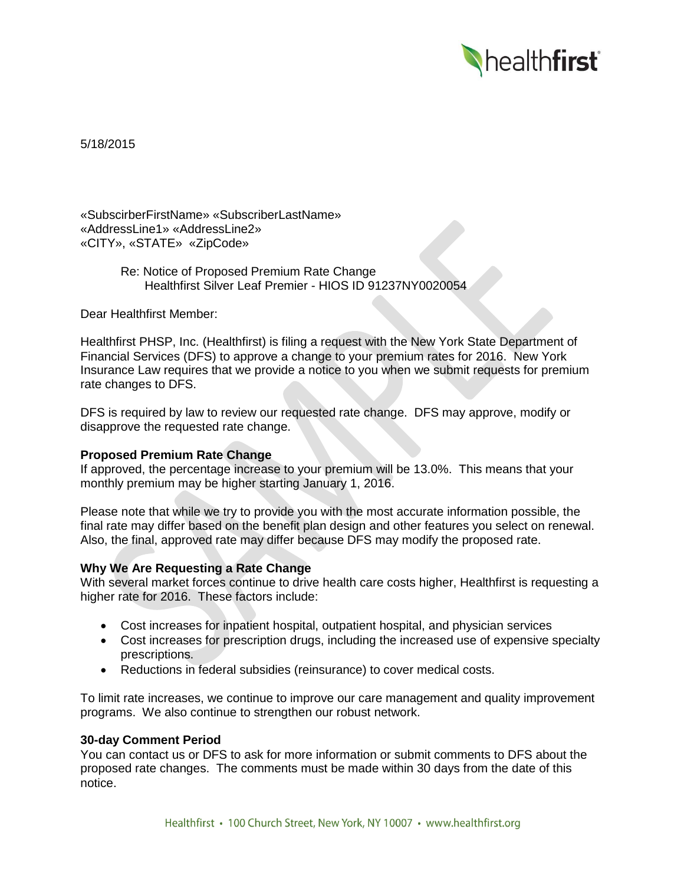5/18/2015

«SubscirberFirstName» «SubscriberLastName»
«AddressLine1» «AddressLine2»
«CITY», «STATE» «ZipCode»

Re: Notice of Proposed Premium Rate Change
Healthfirst Silver Leaf Premier - HIOS ID 91237NY0020054

Dear Healthfirst Member:

Healthfirst PHSP, Inc. (Healthfirst) is filing a request with the New York State Department of Financial Services (DFS) to approve a change to your premium rates for 2016. New York Insurance Law requires that we provide a notice to you when we submit requests for premium rate changes to DFS.

DFS is required by law to review our requested rate change. DFS may approve, modify or disapprove the requested rate change.

**Proposed Premium Rate Change**

If approved, the percentage increase to your premium will be 13.0%. This means that your monthly premium may be higher starting January 1, 2016.

Please note that while we try to provide you with the most accurate information possible, the final rate may differ based on the benefit plan design and other features you select on renewal. Also, the final, approved rate may differ because DFS may modify the proposed rate.

**Why We Are Requesting a Rate Change**

With several market forces continue to drive health care costs higher, Healthfirst is requesting a higher rate for 2016. These factors include:

- Cost increases for inpatient hospital, outpatient hospital, and physician services
- Cost increases for prescription drugs, including the increased use of expensive specialty prescriptions.
- Reductions in federal subsidies (reinsurance) to cover medical costs.

To limit rate increases, we continue to improve our care management and quality improvement programs. We also continue to strengthen our robust network.

**30-day Comment Period**

You can contact us or DFS to ask for more information or submit comments to DFS about the proposed rate changes. The comments must be made within 30 days from the date of this notice.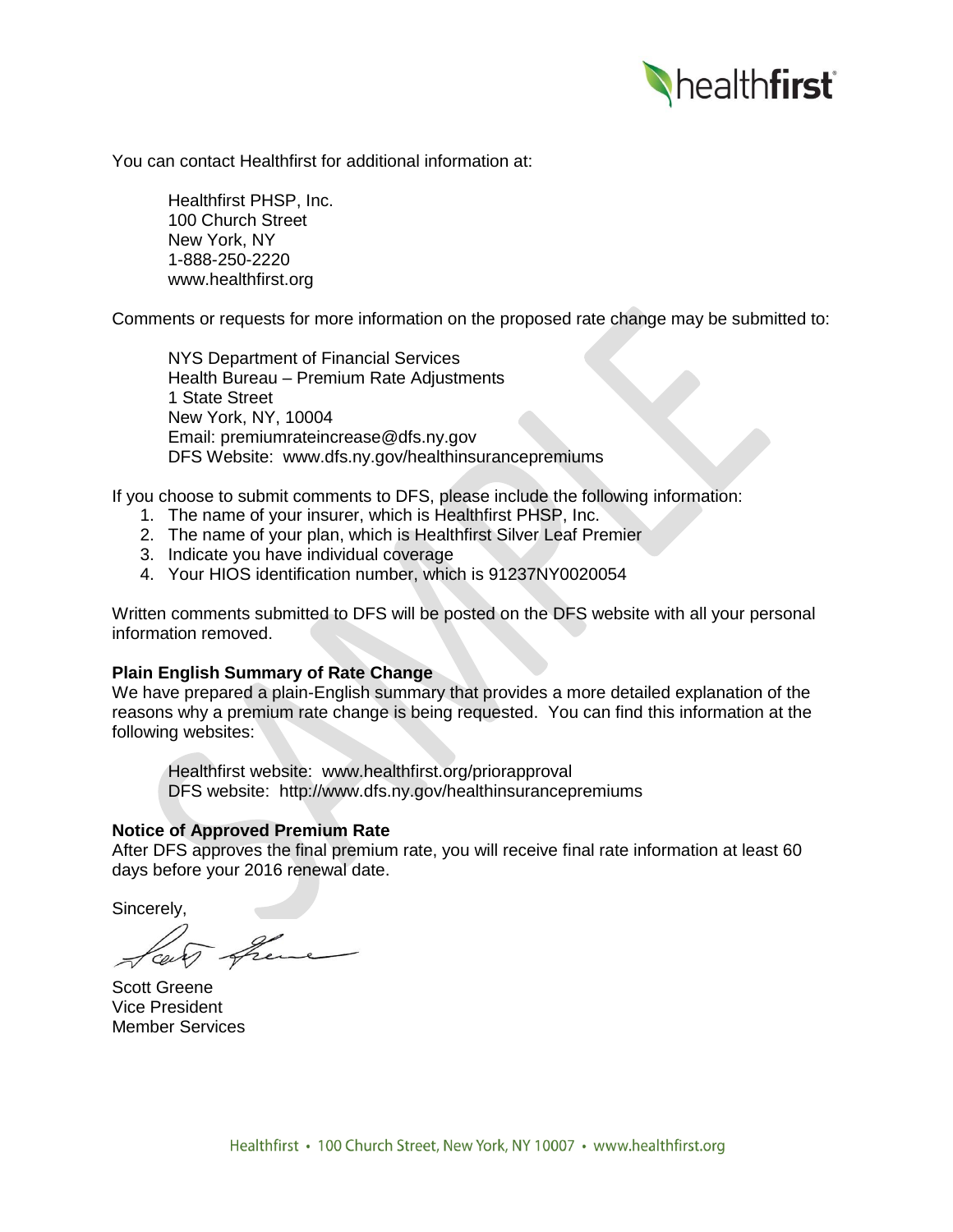You can contact Healthfirst for additional information at:

Healthfirst PHSP, Inc.
100 Church Street
New York, NY
1-888-250-2220
www.healthfirst.org

Comments or requests for more information on the proposed rate change may be submitted to:

NYS Department of Financial Services
Health Bureau – Premium Rate Adjustments
1 State Street
New York, NY, 10004
Email: premiumrateincrease@dfs.ny.gov
DFS Website: www.dfs.ny.gov/healthinsurancepremiums

If you choose to submit comments to DFS, please include the following information:

1. The name of your insurer, which is Healthfirst PHSP, Inc.
2. The name of your plan, which is Healthfirst Silver Leaf Premier
3. Indicate you have individual coverage
4. Your HIOS identification number, which is 91237NY0020054

Written comments submitted to DFS will be posted on the DFS website with all your personal information removed.

**Plain English Summary of Rate Change**
We have prepared a plain-English summary that provides a more detailed explanation of the reasons why a premium rate change is being requested. You can find this information at the following websites:

Healthfirst website: www.healthfirst.org/priorapproval
DFS website: http://www.dfs.ny.gov/healthinsurancepremiums

**Notice of Approved Premium Rate**
After DFS approves the final premium rate, you will receive final rate information at least 60 days before your 2016 renewal date.

Sincerely,

Scott Greene
Vice President
Member Services